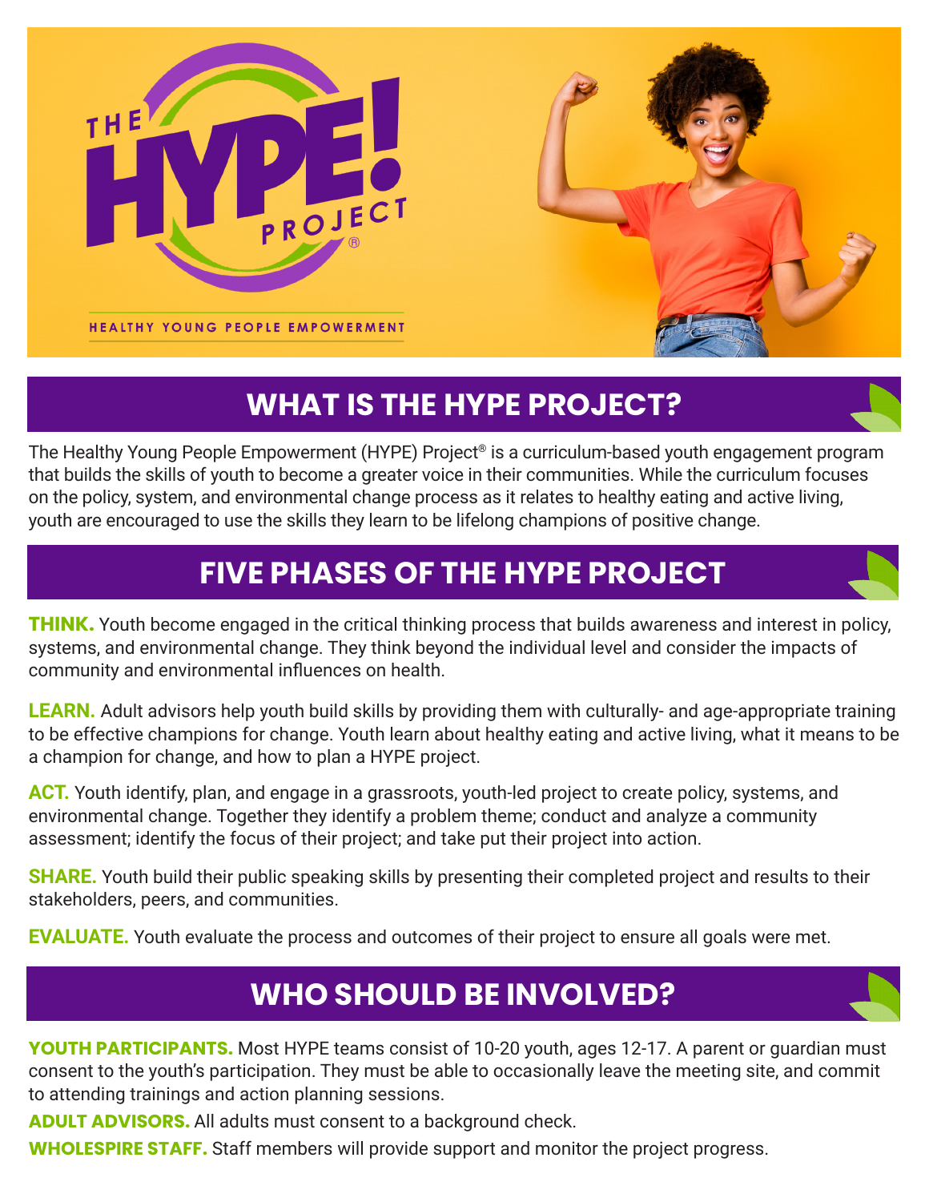# THE HYPE! PROJECT®

HEALTHY YOUNG PEOPLE EMPOWERMENT

## WHAT IS THE HYPE PROJECT?

The Healthy Young People Empowerment (HYPE) Project® is a curriculum-based youth engagement program that builds the skills of youth to become a greater voice in their communities. While the curriculum focuses on the policy, system, and environmental change process as it relates to healthy eating and active living, youth are encouraged to use the skills they learn to be lifelong champions of positive change.

## FIVE PHASES OF THE HYPE PROJECT

**THINK.** Youth become engaged in the critical thinking process that builds awareness and interest in policy, systems, and environmental change. They think beyond the individual level and consider the impacts of community and environmental influences on health.

**LEARN.** Adult advisors help youth build skills by providing them with culturally- and age-appropriate training to be effective champions for change. Youth learn about healthy eating and active living, what it means to be a champion for change, and how to plan a HYPE project.

**ACT.** Youth identify, plan, and engage in a grassroots, youth-led project to create policy, systems, and environmental change. Together they identify a problem theme; conduct and analyze a community assessment; identify the focus of their project; and take put their project into action.

**SHARE.** Youth build their public speaking skills by presenting their completed project and results to their stakeholders, peers, and communities.

**EVALUATE.** Youth evaluate the process and outcomes of their project to ensure all goals were met.

## WHO SHOULD BE INVOLVED?

**YOUTH PARTICIPANTS.** Most HYPE teams consist of 10-20 youth, ages 12-17. A parent or guardian must consent to the youth's participation. They must be able to occasionally leave the meeting site, and commit to attending trainings and action planning sessions.

**ADULT ADVISORS.** All adults must consent to a background check.

**WHOLESPIRE STAFF.** Staff members will provide support and monitor the project progress.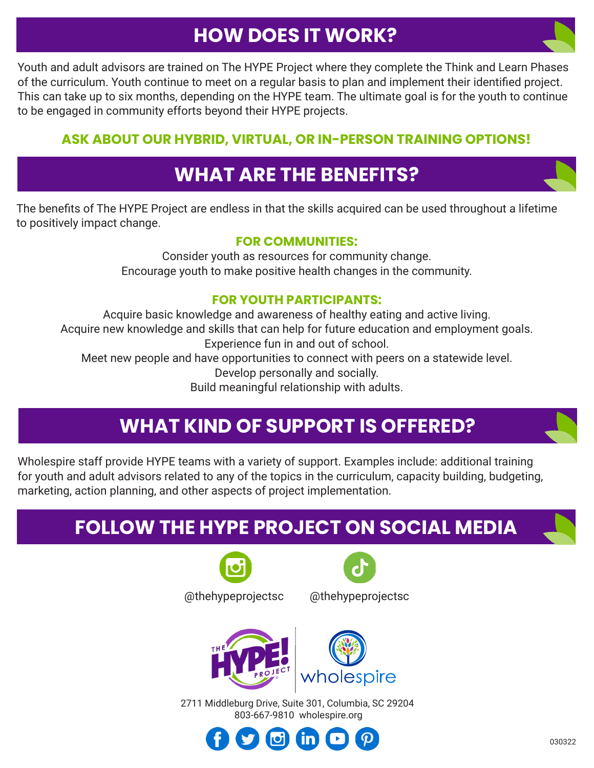## HOW DOES IT WORK?

Youth and adult advisors are trained on The HYPE Project where they complete the Think and Learn Phases of the curriculum. Youth continue to meet on a regular basis to plan and implement their identified project. This can take up to six months, depending on the HYPE team. The ultimate goal is for the youth to continue to be engaged in community efforts beyond their HYPE projects.

**ASK ABOUT OUR HYBRID, VIRTUAL, OR IN-PERSON TRAINING OPTIONS!**

## WHAT ARE THE BENEFITS?

The benefits of The HYPE Project are endless in that the skills acquired can be used throughout a lifetime to positively impact change.

### FOR COMMUNITIES:

Consider youth as resources for community change.
Encourage youth to make positive health changes in the community.

### FOR YOUTH PARTICIPANTS:

Acquire basic knowledge and awareness of healthy eating and active living.
Acquire new knowledge and skills that can help for future education and employment goals.
Experience fun in and out of school.
Meet new people and have opportunities to connect with peers on a statewide level.
Develop personally and socially.
Build meaningful relationship with adults.

## WHAT KIND OF SUPPORT IS OFFERED?

Wholespire staff provide HYPE teams with a variety of support. Examples include: additional training for youth and adult advisors related to any of the topics in the curriculum, capacity building, budgeting, marketing, action planning, and other aspects of project implementation.

## FOLLOW THE HYPE PROJECT ON SOCIAL MEDIA

@thehypeprojectsc @thehypeprojectsc

THE HYPE! PROJECT | wholespire

2711 Middleburg Drive, Suite 301, Columbia, SC 29204
803-667-9810 wholespire.org

030322